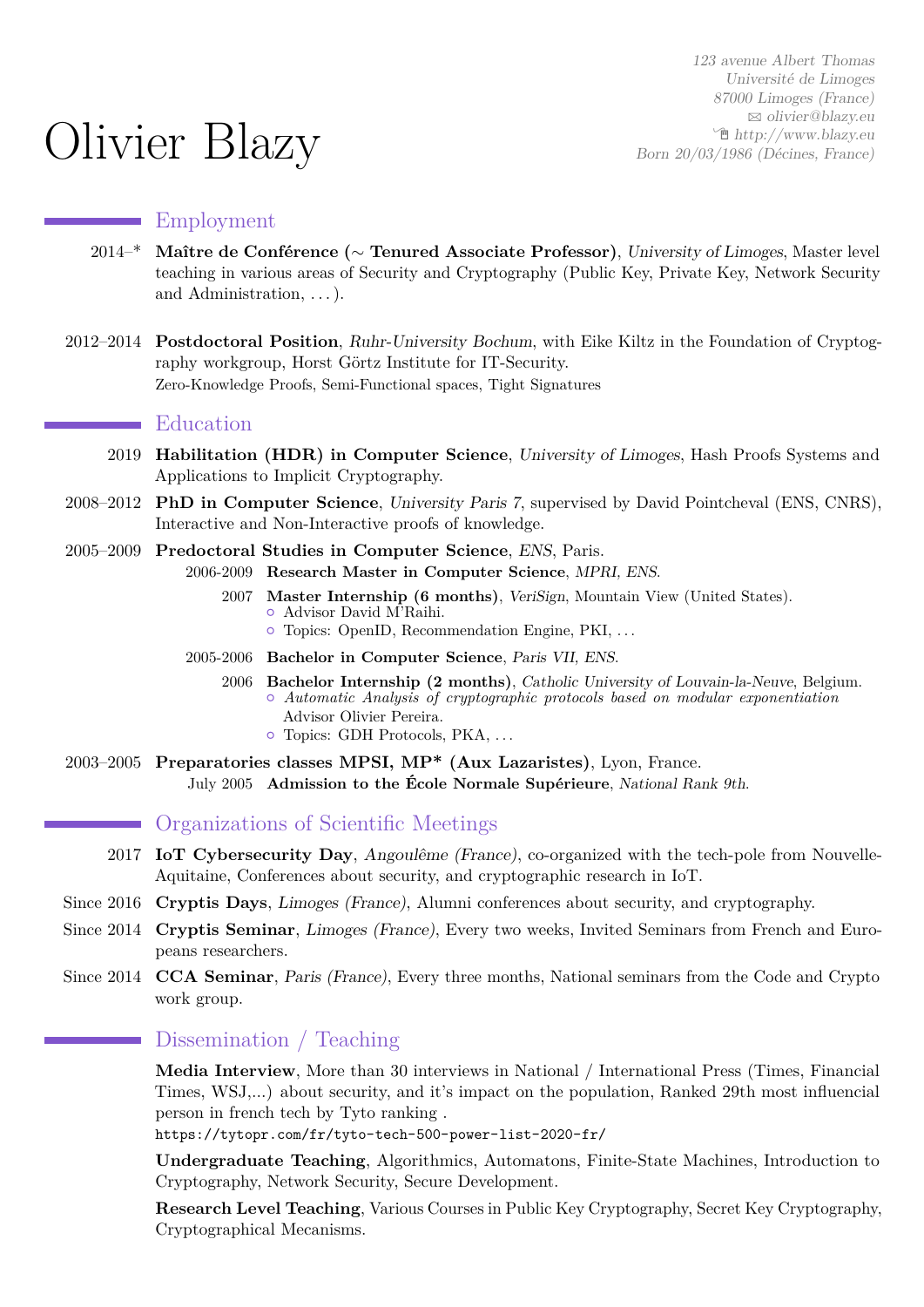# Olivier Blazy

*123 avenue Albert Thomas*
*Université de Limoges*
*87000 Limoges (France)*
✉ *olivier@blazy.eu*
*http://www.blazy.eu*
*Born 20/03/1986 (Décines, France)*

## Employment

**2014–*** **Maître de Conférence (∼ Tenured Associate Professor)**, *University of Limoges*, Master level teaching in various areas of Security and Cryptography (Public Key, Private Key, Network Security and Administration, . . . ).

**2012–2014** **Postdoctoral Position**, *Ruhr-University Bochum*, with Eike Kiltz in the Foundation of Cryptography workgroup, Horst Görtz Institute for IT-Security.
Zero-Knowledge Proofs, Semi-Functional spaces, Tight Signatures

## Education

**2019** **Habilitation (HDR) in Computer Science**, *University of Limoges*, Hash Proofs Systems and Applications to Implicit Cryptography.

**2008–2012** **PhD in Computer Science**, *University Paris 7*, supervised by David Pointcheval (ENS, CNRS), Interactive and Non-Interactive proofs of knowledge.

**2005–2009** **Predoctoral Studies in Computer Science**, *ENS*, Paris.

- 2006-2009 **Research Master in Computer Science**, *MPRI, ENS*.
  - 2007 **Master Internship (6 months)**, *VeriSign*, Mountain View (United States).
    - Advisor David M'Raihi.
    - Topics: OpenID, Recommendation Engine, PKI, . . .
- 2005-2006 **Bachelor in Computer Science**, *Paris VII, ENS*.
  - 2006 **Bachelor Internship (2 months)**, *Catholic University of Louvain-la-Neuve*, Belgium.
    - *Automatic Analysis of cryptographic protocols based on modular exponentiation* Advisor Olivier Pereira.
    - Topics: GDH Protocols, PKA, . . .

**2003–2005** **Preparatories classes MPSI, MP* (Aux Lazaristes)**, Lyon, France.

- July 2005 **Admission to the École Normale Supérieure**, *National Rank 9th*.

## Organizations of Scientific Meetings

**2017** **IoT Cybersecurity Day**, *Angoulême (France)*, co-organized with the tech-pole from Nouvelle-Aquitaine, Conferences about security, and cryptographic research in IoT.

**Since 2016** **Cryptis Days**, *Limoges (France)*, Alumni conferences about security, and cryptography.

**Since 2014** **Cryptis Seminar**, *Limoges (France)*, Every two weeks, Invited Seminars from French and Europeans researchers.

**Since 2014** **CCA Seminar**, *Paris (France)*, Every three months, National seminars from the Code and Crypto work group.

## Dissemination / Teaching

**Media Interview**, More than 30 interviews in National / International Press (Times, Financial Times, WSJ,...) about security, and it's impact on the population, Ranked 29th most influencial person in french tech by Tyto ranking .
`https://tytopr.com/fr/tyto-tech-500-power-list-2020-fr/`

**Undergraduate Teaching**, Algorithmics, Automatons, Finite-State Machines, Introduction to Cryptography, Network Security, Secure Development.

**Research Level Teaching**, Various Courses in Public Key Cryptography, Secret Key Cryptography, Cryptographical Mecanisms.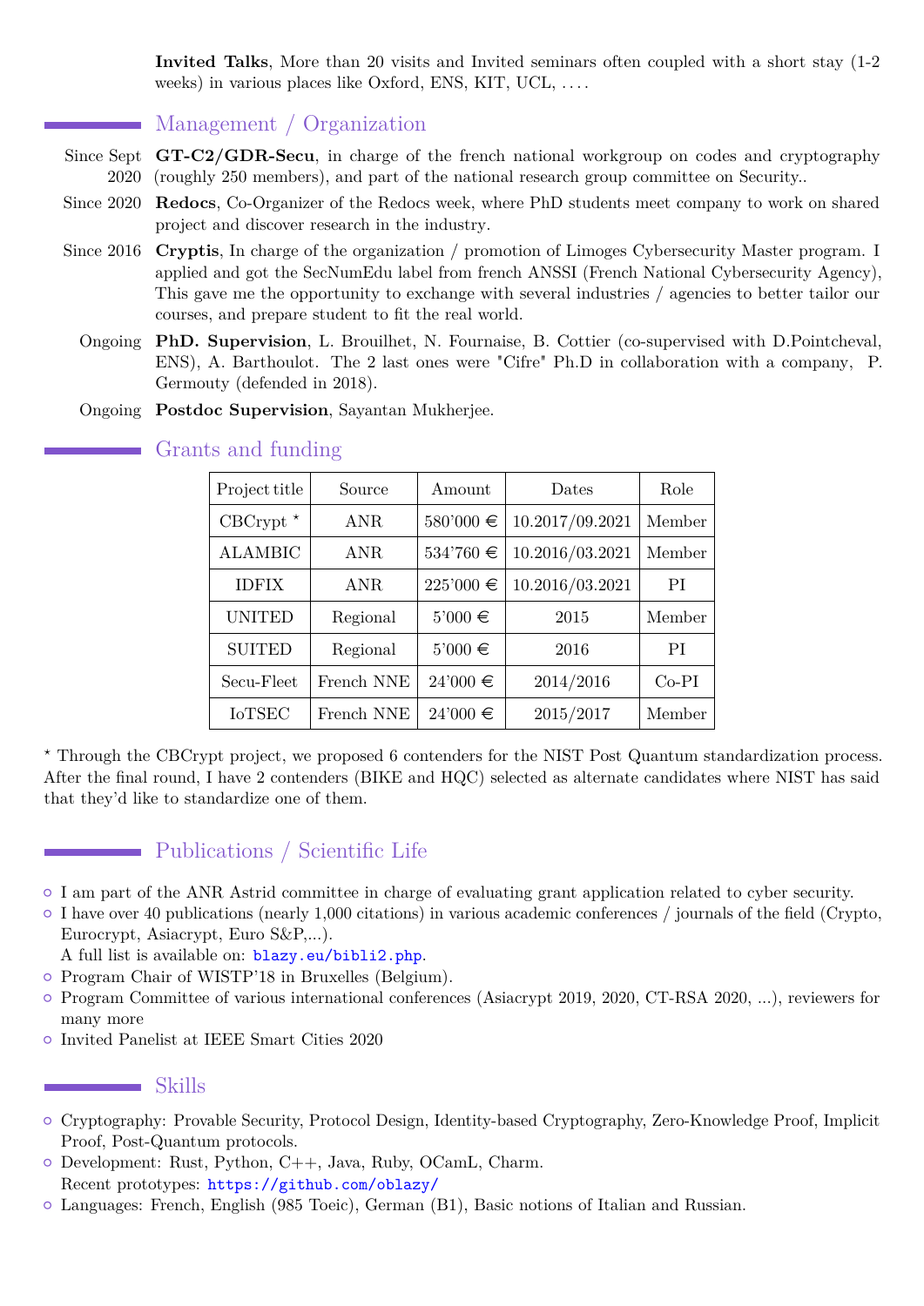**Invited Talks**, More than 20 visits and Invited seminars often coupled with a short stay (1-2 weeks) in various places like Oxford, ENS, KIT, UCL, . . . .

## Management / Organization

Since Sept 2020 **GT-C2/GDR-Secu**, in charge of the french national workgroup on codes and cryptography (roughly 250 members), and part of the national research group committee on Security..

Since 2020 **Redocs**, Co-Organizer of the Redocs week, where PhD students meet company to work on shared project and discover research in the industry.

Since 2016 **Cryptis**, In charge of the organization / promotion of Limoges Cybersecurity Master program. I applied and got the SecNumEdu label from french ANSSI (French National Cybersecurity Agency), This gave me the opportunity to exchange with several industries / agencies to better tailor our courses, and prepare student to fit the real world.

Ongoing **PhD. Supervision**, L. Brouilhet, N. Fournaise, B. Cottier (co-supervised with D.Pointcheval, ENS), A. Barthoulot. The 2 last ones were "Cifre" Ph.D in collaboration with a company, P. Germouty (defended in 2018).

Ongoing **Postdoc Supervision**, Sayantan Mukherjee.

## Grants and funding

| Project title | Source | Amount | Dates | Role |
|---|---|---|---|---|
| CBCrypt * | ANR | 580'000 € | 10.2017/09.2021 | Member |
| ALAMBIC | ANR | 534'760 € | 10.2016/03.2021 | Member |
| IDFIX | ANR | 225'000 € | 10.2016/03.2021 | PI |
| UNITED | Regional | 5'000 € | 2015 | Member |
| SUITED | Regional | 5'000 € | 2016 | PI |
| Secu-Fleet | French NNE | 24'000 € | 2014/2016 | Co-PI |
| IoTSEC | French NNE | 24'000 € | 2015/2017 | Member |

* Through the CBCrypt project, we proposed 6 contenders for the NIST Post Quantum standardization process. After the final round, I have 2 contenders (BIKE and HQC) selected as alternate candidates where NIST has said that they'd like to standardize one of them.

## Publications / Scientific Life

- I am part of the ANR Astrid committee in charge of evaluating grant application related to cyber security.
- I have over 40 publications (nearly 1,000 citations) in various academic conferences / journals of the field (Crypto, Eurocrypt, Asiacrypt, Euro S&P,...).
  A full list is available on: blazy.eu/bibli2.php.
- Program Chair of WISTP'18 in Bruxelles (Belgium).
- Program Committee of various international conferences (Asiacrypt 2019, 2020, CT-RSA 2020, ...), reviewers for many more
- Invited Panelist at IEEE Smart Cities 2020

## Skills

- Cryptography: Provable Security, Protocol Design, Identity-based Cryptography, Zero-Knowledge Proof, Implicit Proof, Post-Quantum protocols.
- Development: Rust, Python, C++, Java, Ruby, OCamL, Charm.
  Recent prototypes: https://github.com/oblazy/
- Languages: French, English (985 Toeic), German (B1), Basic notions of Italian and Russian.